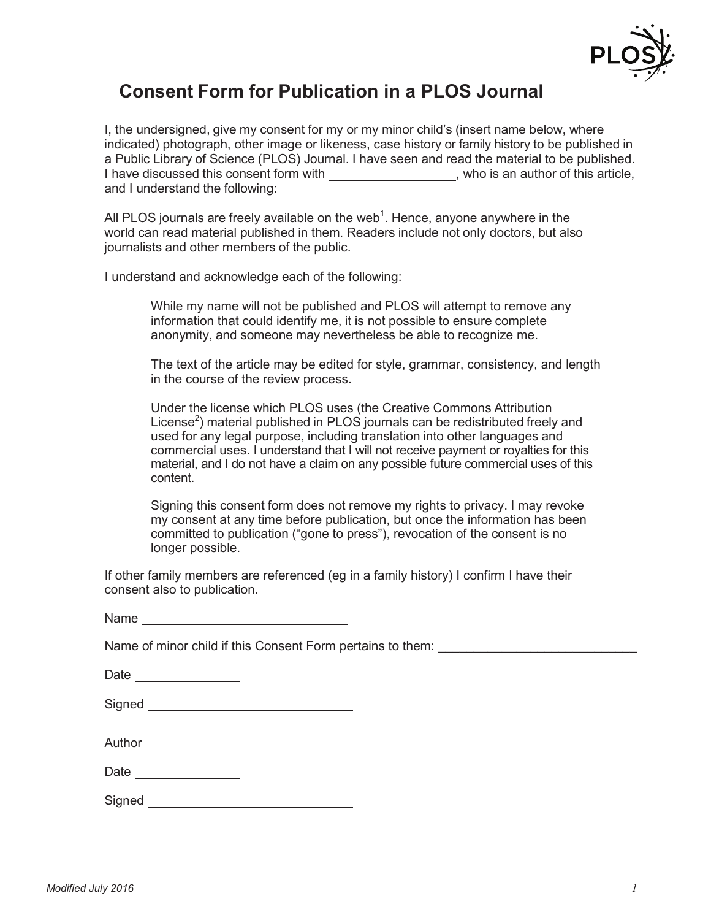# Consent Form for Publication in a PLOS Journal

I, the undersigned, give my consent for my or my minor child's (insert name below, where indicated) photograph, other image or likeness, case history or family history to be published in a Public Library of Science (PLOS) Journal. I have seen and read the material to be published. I have discussed this consent form with ________________, who is an author of this article, and I understand the following:

All PLOS journals are freely available on the web[1]. Hence, anyone anywhere in the world can read material published in them. Readers include not only doctors, but also journalists and other members of the public.

I understand and acknowledge each of the following:

> While my name will not be published and PLOS will attempt to remove any information that could identify me, it is not possible to ensure complete anonymity, and someone may nevertheless be able to recognize me.
>
> The text of the article may be edited for style, grammar, consistency, and length in the course of the review process.
>
> Under the license which PLOS uses (the Creative Commons Attribution License[2]) material published in PLOS journals can be redistributed freely and used for any legal purpose, including translation into other languages and commercial uses. I understand that I will not receive payment or royalties for this material, and I do not have a claim on any possible future commercial uses of this content.
>
> Signing this consent form does not remove my rights to privacy. I may revoke my consent at any time before publication, but once the information has been committed to publication ("gone to press"), revocation of the consent is no longer possible.

If other family members are referenced (eg in a family history) I confirm I have their consent also to publication.

Name ____________________________

Name of minor child if this Consent Form pertains to them: ____________________________

Date ______________

Signed ____________________________

Author ____________________________

Date ______________

Signed ____________________________

*Modified July 2016*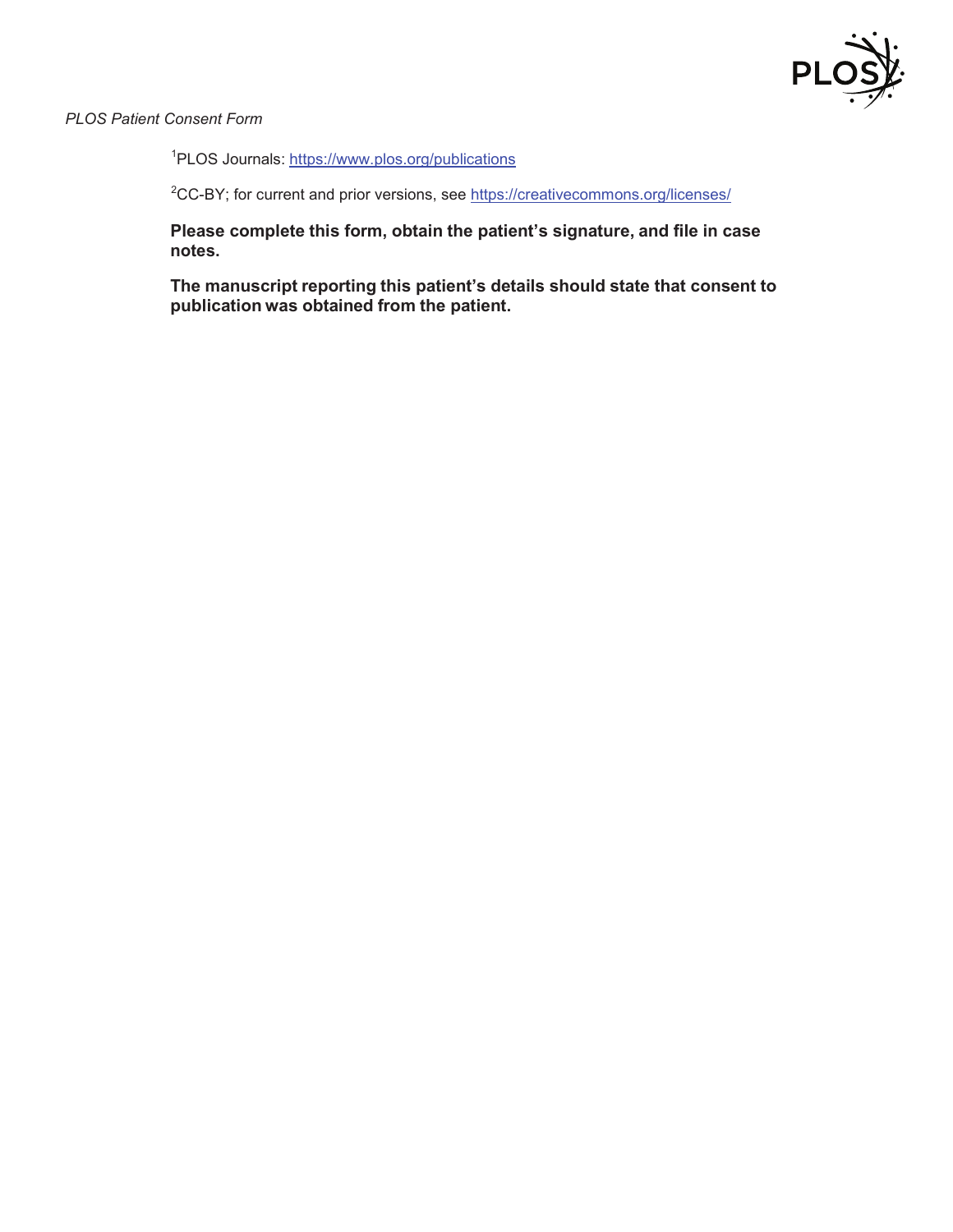*PLOS Patient Consent Form*

[1]PLOS Journals: https://www.plos.org/publications

[2]CC-BY; for current and prior versions, see https://creativecommons.org/licenses/

**Please complete this form, obtain the patient's signature, and file in case notes.**

**The manuscript reporting this patient's details should state that consent to publication was obtained from the patient.**